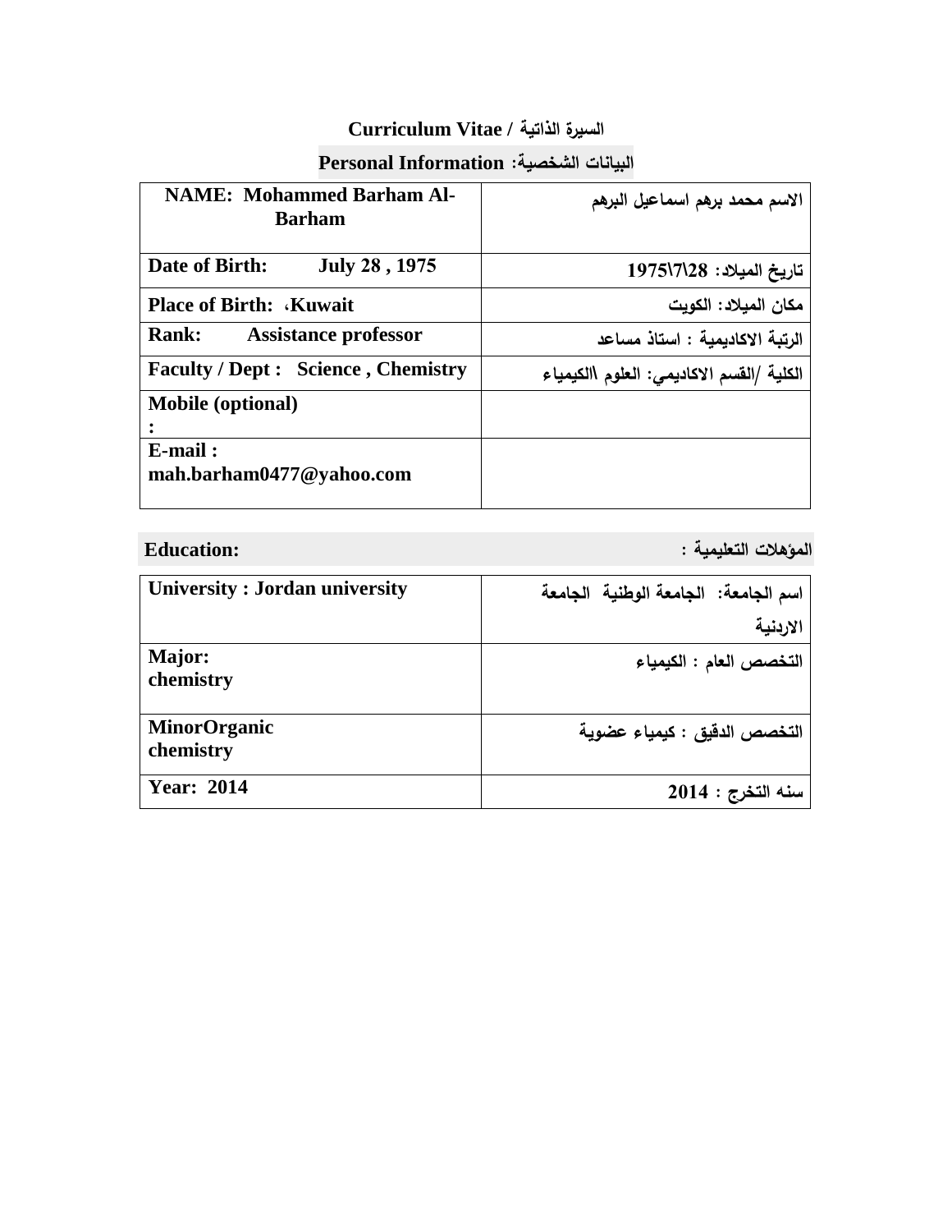# Curriculum Vitae / السيرة الذاتية

## Personal Information :البيانات الشخصية

| NAME: Mohammed Barham Al-Barham | الاسم محمد برهم اسماعيل البرهم |
|---|---|
| Date of Birth: July 28 , 1975 | تاريخ الميلاد: 28\7\1975 |
| Place of Birth: ،Kuwait | مكان الميلاد: الكويت |
| Rank: Assistance professor | الرتبة الاكاديمية : استاذ مساعد |
| Faculty / Dept : Science , Chemistry | الكلية /القسم الاكاديمي: العلوم االكيمياء |
| Mobile (optional) : | |
| E-mail : mah.barham0477@yahoo.com | |

## Education: المؤهلات التعليمية :

| University : Jordan university | اسم الجامعة: الجامعة الوطنية الجامعة الاردنية |
|---|---|
| Major: chemistry | التخصص العام : الكيمياء |
| MinorOrganic chemistry | التخصص الدقيق : كيمياء عضوية |
| Year: 2014 | سنه التخرج : 2014 |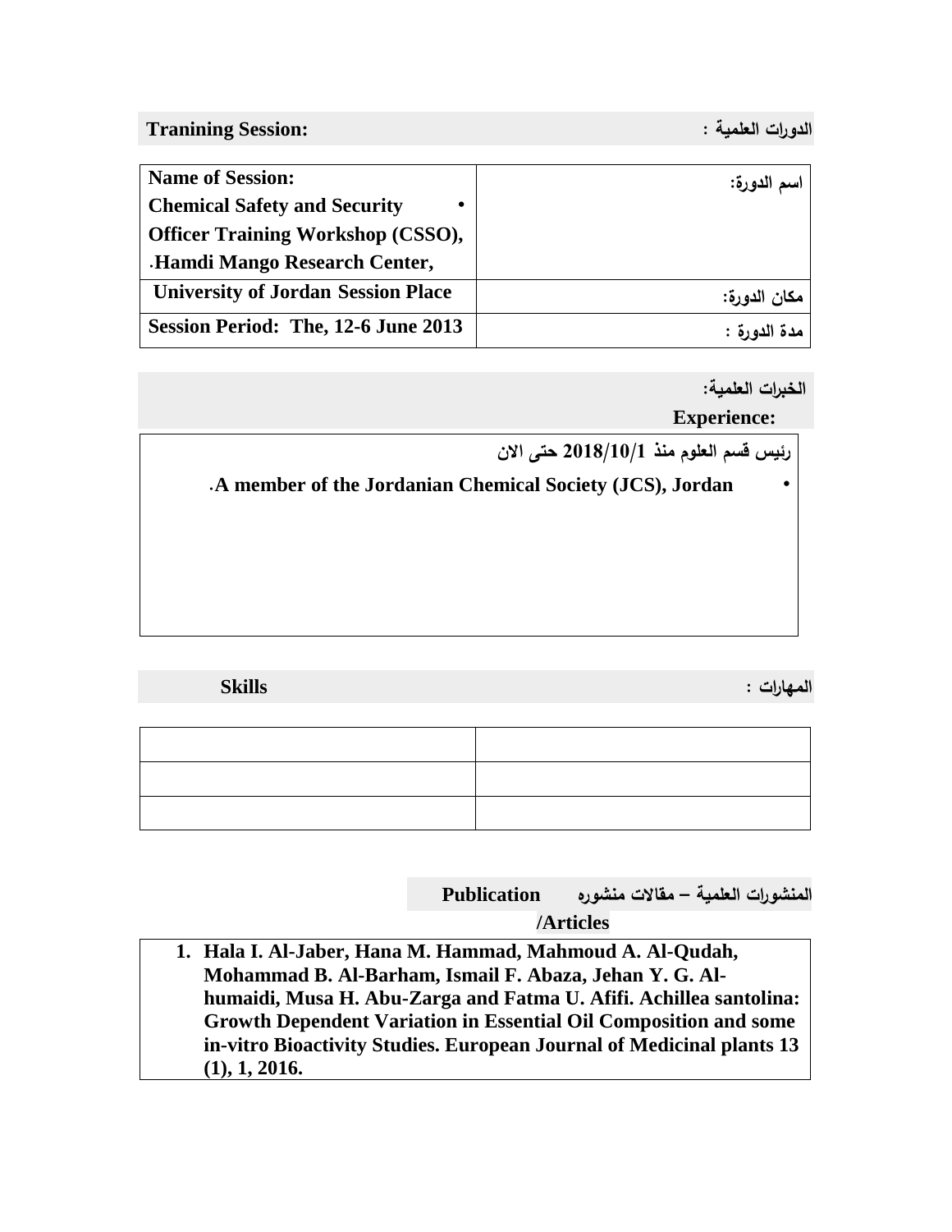## Tranining Session: الدورات العلمية :

| | |
|---|---|
| **Name of Session:**<br>• **Chemical Safety and Security Officer Training Workshop (CSSO), Hamdi Mango Research Center.** | **اسم الدورة:** |
| **University of Jordan Session Place** | **مكان الدورة:** |
| **Session Period: The, 12-6 June 2013** | **مدة الدورة :** |

## الخبرات العلمية:

## Experience:

**رئيس قسم العلوم منذ 2018/10/1 حتى الان**

- **A member of the Jordanian Chemical Society (JCS), Jordan.**

## Skills المهارات :

| | |
|---|---|
| | |
| | |
| | |

## المنشورات العلمية – مقالات منشوره Publication /Articles

1. **Hala I. Al-Jaber, Hana M. Hammad, Mahmoud A. Al-Qudah, Mohammad B. Al-Barham, Ismail F. Abaza, Jehan Y. G. Al-humaidi, Musa H. Abu-Zarga and Fatma U. Afifi. Achillea santolina: Growth Dependent Variation in Essential Oil Composition and some in-vitro Bioactivity Studies. European Journal of Medicinal plants 13 (1), 1, 2016.**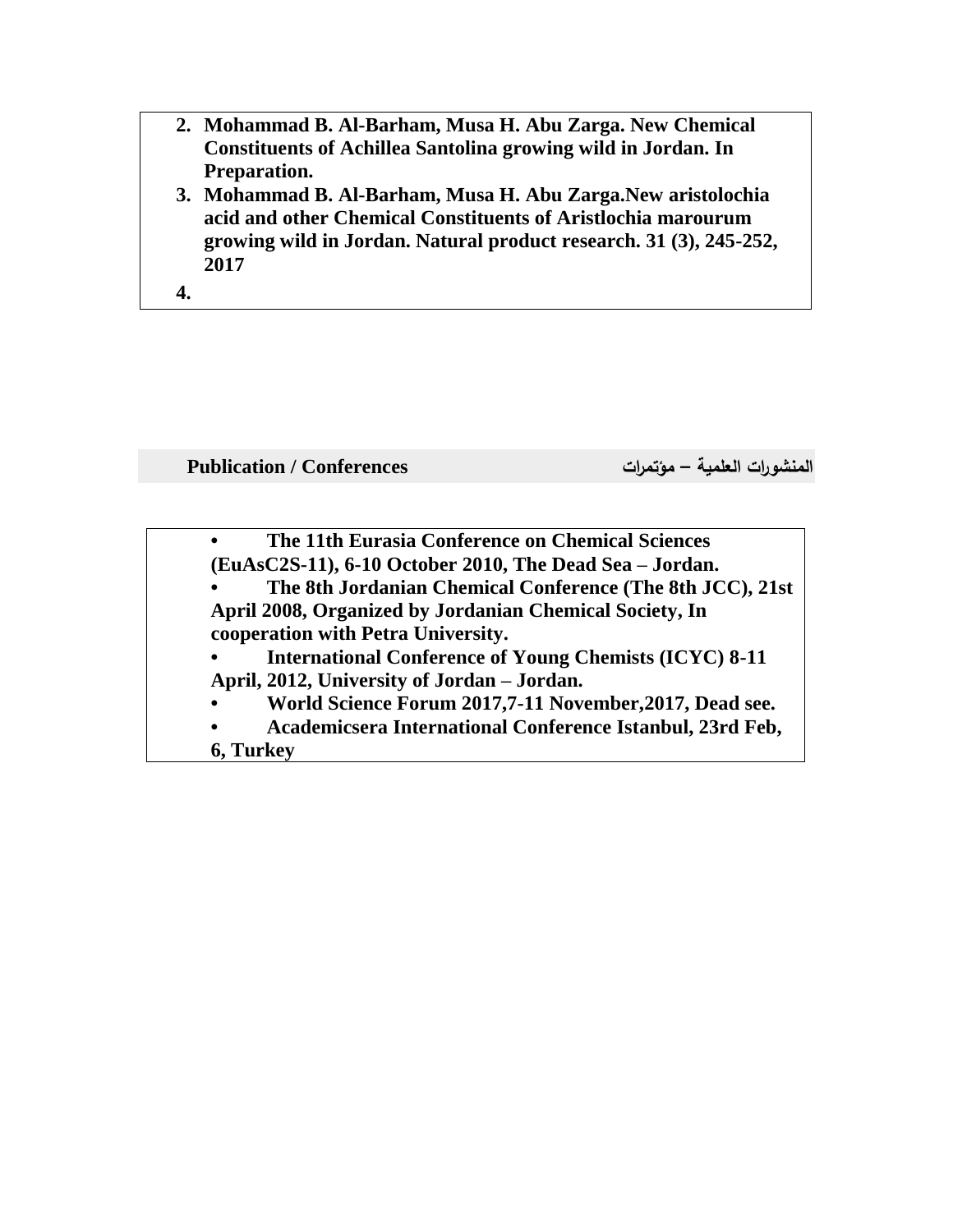2. **Mohammad B. Al-Barham, Musa H. Abu Zarga. New Chemical Constituents of Achillea Santolina growing wild in Jordan. In Preparation.**
3. **Mohammad B. Al-Barham, Musa H. Abu Zarga.New aristolochia acid and other Chemical Constituents of Aristlochia marourum growing wild in Jordan. Natural product research. 31 (3), 245-252, 2017**
4.

## Publication / Conferences المنشورات العلمية – مؤتمرات

- **The 11th Eurasia Conference on Chemical Sciences (EuAsC2S-11), 6-10 October 2010, The Dead Sea – Jordan.**
- **The 8th Jordanian Chemical Conference (The 8th JCC), 21st April 2008, Organized by Jordanian Chemical Society, In cooperation with Petra University.**
- **International Conference of Young Chemists (ICYC) 8-11 April, 2012, University of Jordan – Jordan.**
- **World Science Forum 2017,7-11 November,2017, Dead see.**
- **Academicsera International Conference Istanbul, 23rd Feb, 6, Turkey**